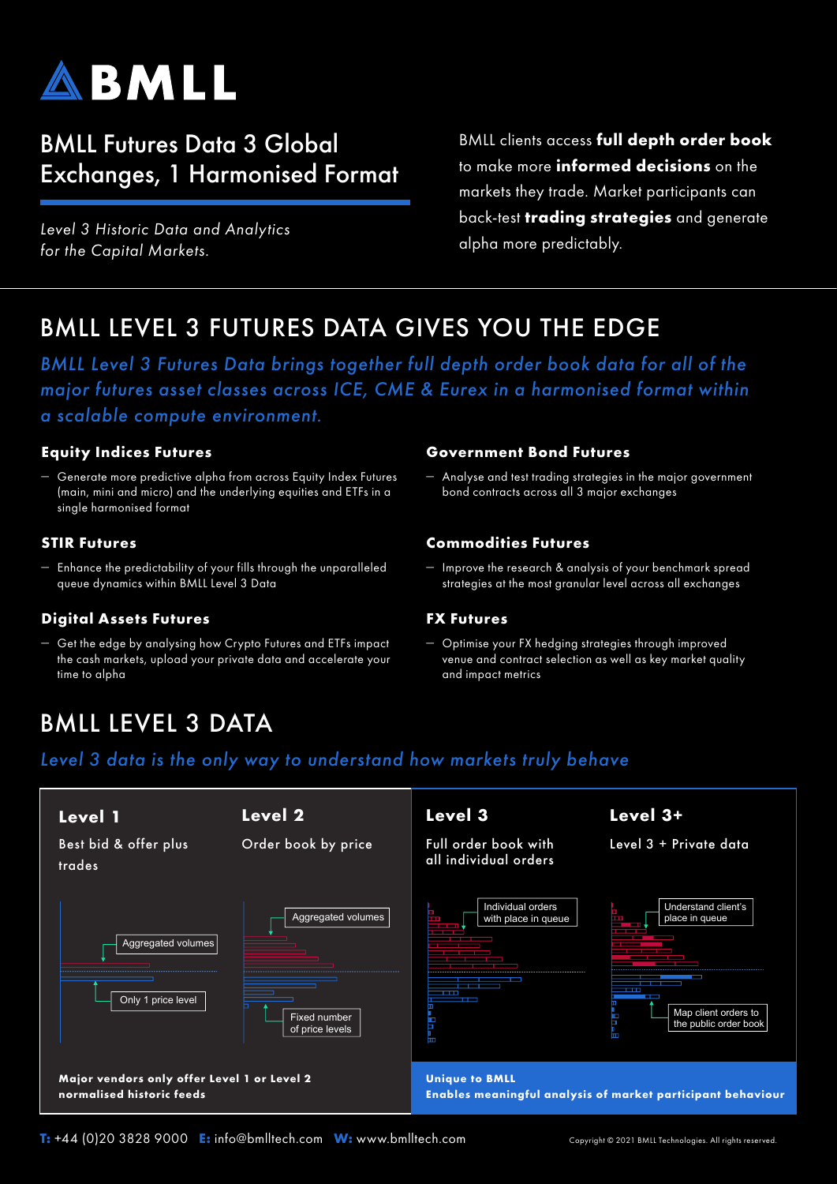# BMLL

## BMLL Futures Data 3 Global Exchanges, 1 Harmonised Format

*Level 3 Historic Data and Analytics for the Capital Markets.*

BMLL clients access **full depth order book** to make more **informed decisions** on the markets they trade. Market participants can back-test **trading strategies** and generate alpha more predictably.

## BMLL LEVEL 3 FUTURES DATA GIVES YOU THE EDGE

*BMLL Level 3 Futures Data brings together full depth order book data for all of the major futures asset classes across ICE, CME & Eurex in a harmonised format within a scalable compute environment.*

### Equity Indices Futures

- Generate more predictive alpha from across Equity Index Futures (main, mini and micro) and the underlying equities and ETFs in a single harmonised format

### STIR Futures

- Enhance the predictability of your fills through the unparalleled queue dynamics within BMLL Level 3 Data

### Digital Assets Futures

- Get the edge by analysing how Crypto Futures and ETFs impact the cash markets, upload your private data and accelerate your time to alpha

### Government Bond Futures

- Analyse and test trading strategies in the major government bond contracts across all 3 major exchanges

### Commodities Futures

- Improve the research & analysis of your benchmark spread strategies at the most granular level across all exchanges

### FX Futures

- Optimise your FX hedging strategies through improved venue and contract selection as well as key market quality and impact metrics

## BMLL LEVEL 3 DATA

*Level 3 data is the only way to understand how markets truly behave*

| Level 1 | Level 2 | Level 3 | Level 3+ |
|---|---|---|---|
| Best bid & offer plus trades | Order book by price | Full order book with all individual orders | Level 3 + Private data |
| Aggregated volumes; Only 1 price level | Aggregated volumes; Fixed number of price levels | Individual orders with place in queue | Understand client's place in queue; Map client orders to the public order book |

**Major vendors only offer Level 1 or Level 2 normalised historic feeds**

**Unique to BMLL**
**Enables meaningful analysis of market participant behaviour**

**T:** +44 (0)20 3828 9000 **E:** info@bmlltech.com **W:** www.bmlltech.com

Copyright © 2021 BMLL Technologies. All rights reserved.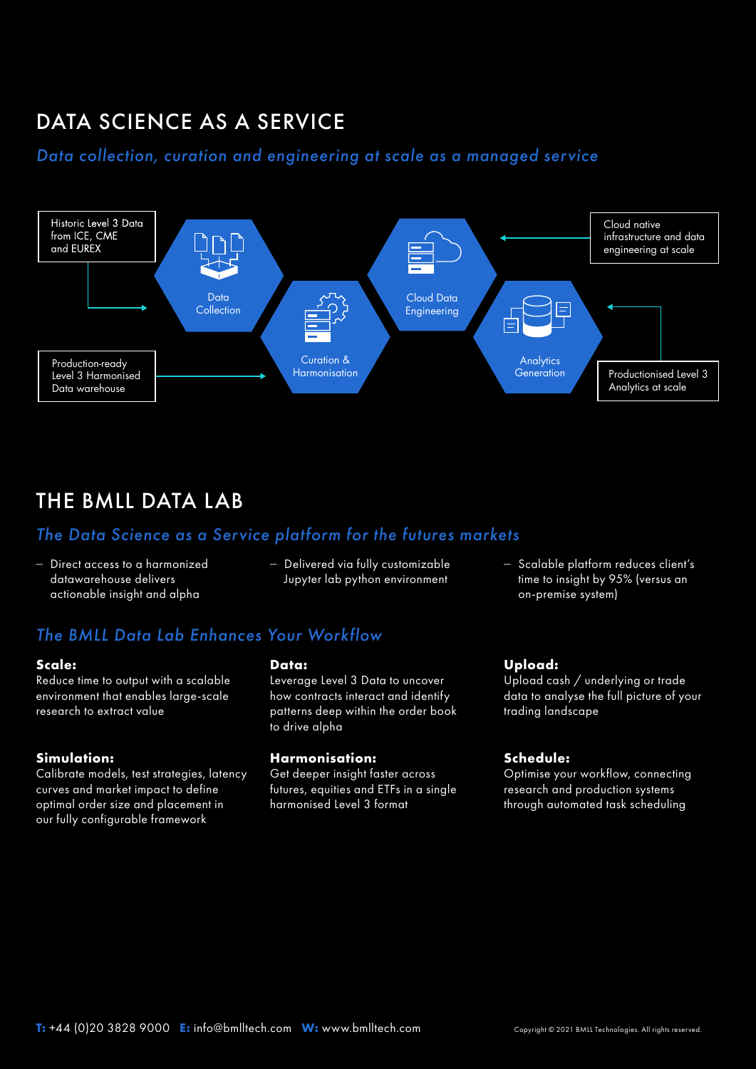# DATA SCIENCE AS A SERVICE

*Data collection, curation and engineering at scale as a managed service*

Historic Level 3 Data from ICE, CME and EUREX

Data Collection

Production-ready Level 3 Harmonised Data warehouse

Curation & Harmonisation

Cloud Data Engineering

Cloud native infrastructure and data engineering at scale

Analytics Generation

Productionised Level 3 Analytics at scale

# THE BMLL DATA LAB

*The Data Science as a Service platform for the futures markets*

- Direct access to a harmonized datawarehouse delivers actionable insight and alpha
- Delivered via fully customizable Jupyter lab python environment
- Scalable platform reduces client's time to insight by 95% (versus an on-premise system)

## *The BMLL Data Lab Enhances Your Workflow*

**Scale:**
Reduce time to output with a scalable environment that enables large-scale research to extract value

**Simulation:**
Calibrate models, test strategies, latency curves and market impact to define optimal order size and placement in our fully configurable framework

**Data:**
Leverage Level 3 Data to uncover how contracts interact and identify patterns deep within the order book to drive alpha

**Harmonisation:**
Get deeper insight faster across futures, equities and ETFs in a single harmonised Level 3 format

**Upload:**
Upload cash / underlying or trade data to analyse the full picture of your trading landscape

**Schedule:**
Optimise your workflow, connecting research and production systems through automated task scheduling

**T:** +44 (0)20 3828 9000 **E:** info@bmlltech.com **W:** www.bmlltech.com

Copyright © 2021 BMLL Technologies. All rights reserved.